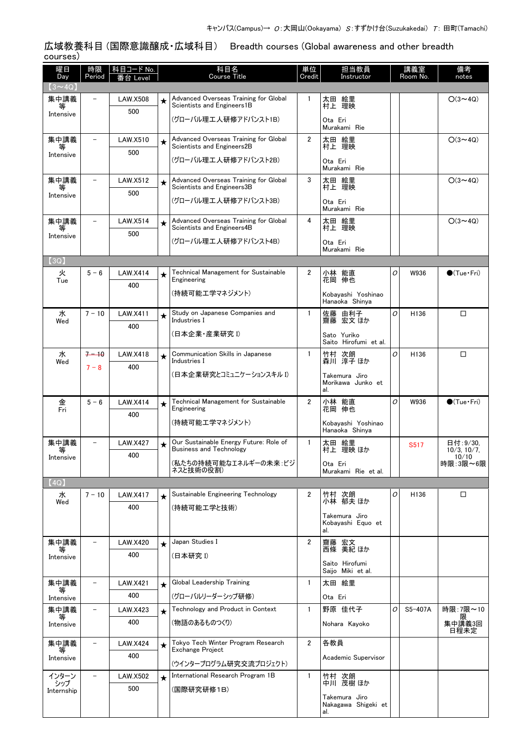キャンパス(Campus)→ O：大岡山(Ookayama) S：すずかけ台(Suzukakedai) T：田町(Tamachi)

## 広域教養科目（国際意識醸成・広域科目） Breadth courses (Global awareness and other breadth courses)

| 曜日 Day | 時限 Period | 科目コード No. 番台 Level | | 科目名 Course Title | 単位 Credit | 担当教員 Instructor | | 講義室 Room No. | 備考 notes |
|---|---|---|---|---|---|---|---|---|---|
| 【3～4Q】 | | | | | | | | | |
| 集中講義等 Intensive | － | LAW.X508 500 | ★ | Advanced Overseas Training for Global Scientists and Engineers1B (グローバル理工人研修アドバンスト1B) | 1 | 太田 絵里 村上 理映 Ota Eri Murakami Rie | | | O(3～4Q) |
| 集中講義等 Intensive | － | LAW.X510 500 | ★ | Advanced Overseas Training for Global Scientists and Engineers2B (グローバル理工人研修アドバンスト2B) | 2 | 太田 絵里 村上 理映 Ota Eri Murakami Rie | | | O(3～4Q) |
| 集中講義等 Intensive | － | LAW.X512 500 | ★ | Advanced Overseas Training for Global Scientists and Engineers3B (グローバル理工人研修アドバンスト3B) | 3 | 太田 絵里 村上 理映 Ota Eri Murakami Rie | | | O(3～4Q) |
| 集中講義等 Intensive | － | LAW.X514 500 | ★ | Advanced Overseas Training for Global Scientists and Engineers4B (グローバル理工人研修アドバンスト4B) | 4 | 太田 絵里 村上 理映 Ota Eri Murakami Rie | | | O(3～4Q) |
| 【3Q】 | | | | | | | | | |
| 火 Tue | 5－6 | LAW.X414 400 | ★ | Technical Management for Sustainable Engineering (持続可能工学マネジメント) | 2 | 小林 能直 花岡 伸也 Kobayashi Yoshinao Hanaoka Shinya | O | W936 | ●(Tue・Fri) |
| 水 Wed | 7－10 | LAW.X411 400 | ★ | Study on Japanese Companies and Industries I (日本企業・産業研究 I) | 1 | 佐藤 由利子 齋藤 宏文 ほか Sato Yuriko Saito Hirofumi et al. | O | H136 | □ |
| 水 Wed | ~~7－10~~ 7－8 | LAW.X418 400 | ★ | Communication Skills in Japanese Industries I (日本企業研究とコミュニケーションスキル I) | 1 | 竹村 次朗 森川 淳子 ほか Takemura Jiro Morikawa Junko et al. | O | H136 | □ |
| 金 Fri | 5－6 | LAW.X414 400 | ★ | Technical Management for Sustainable Engineering (持続可能工学マネジメント) | 2 | 小林 能直 花岡 伸也 Kobayashi Yoshinao Hanaoka Shinya | O | W936 | ●(Tue・Fri) |
| 集中講義等 Intensive | － | LAW.X427 400 | ★ | Our Sustainable Energy Future: Role of Business and Technology (私たちの持続可能なエネルギーの未来：ビジネスと技術の役割) | 1 | 太田 絵里 村上 理映 ほか Ota Eri Murakami Rie et al. | | S517 | 日付：9/30, 10/3, 10/7, 10/10 時限：3限～6限 |
| 【4Q】 | | | | | | | | | |
| 水 Wed | 7－10 | LAW.X417 400 | ★ | Sustainable Engineering Technology (持続可能工学と技術) | 2 | 竹村 次朗 小林 郁夫 ほか Takemura Jiro Kobayashi Equo et al. | O | H136 | □ |
| 集中講義等 Intensive | － | LAW.X420 400 | ★ | Japan Studies I (日本研究 I) | 2 | 齋藤 宏文 西條 美紀 ほか Saito Hirofumi Saijo Miki et al. | | | |
| 集中講義等 Intensive | － | LAW.X421 400 | ★ | Global Leadership Training (グローバルリーダーシップ研修) | 1 | 太田 絵里 Ota Eri | | | |
| 集中講義等 Intensive | － | LAW.X423 400 | ★ | Technology and Product in Context (物語のあるものつくり) | 1 | 野原 佳代子 Nohara Kayoko | O | S5-407A | 時限：7限～10限 集中講義3回 日程未定 |
| 集中講義等 Intensive | － | LAW.X424 400 | ★ | Tokyo Tech Winter Program Research Exchange Project (ウインタープログラム研究交流プロジェクト) | 2 | 各教員 Academic Supervisor | | | |
| インターンシップ Internship | － | LAW.X502 500 | ★ | International Research Program 1B (国際研究研修1B) | 1 | 竹村 次朗 中川 茂樹 ほか Takemura Jiro Nakagawa Shigeki et al. | | | |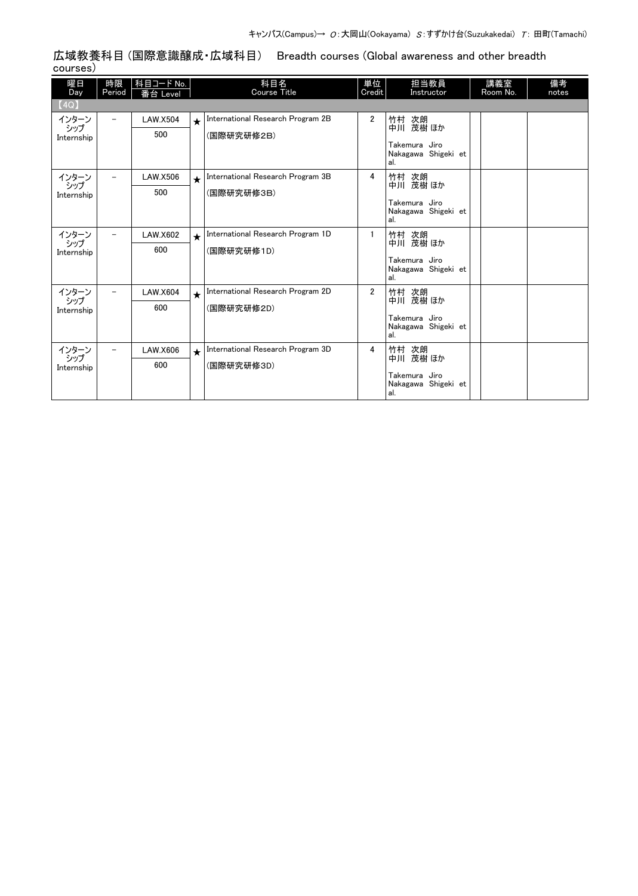キャンパス(Campus)→ O:大岡山(Ookayama) S:すずかけ台(Suzukakedai) T: 田町(Tamachi)

## 広域教養科目（国際意識醸成・広域科目） Breadth courses (Global awareness and other breadth courses)

| 曜日 Day | 時限 Period | 科目コード No. 番台 Level | | 科目名 Course Title | 単位 Credit | 担当教員 Instructor | | 講義室 Room No. | 備考 notes |
|---|---|---|---|---|---|---|---|---|---|
| 【4Q】 | | | | | | | | | |
| インターンシップ Internship | － | LAW.X504 500 | ★ | International Research Program 2B (国際研究研修2B) | 2 | 竹村 次朗 中川 茂樹 ほか Takemura Jiro Nakagawa Shigeki et al. | | | |
| インターンシップ Internship | － | LAW.X506 500 | ★ | International Research Program 3B (国際研究研修3B) | 4 | 竹村 次朗 中川 茂樹 ほか Takemura Jiro Nakagawa Shigeki et al. | | | |
| インターンシップ Internship | － | LAW.X602 600 | ★ | International Research Program 1D (国際研究研修1D) | 1 | 竹村 次朗 中川 茂樹 ほか Takemura Jiro Nakagawa Shigeki et al. | | | |
| インターンシップ Internship | － | LAW.X604 600 | ★ | International Research Program 2D (国際研究研修2D) | 2 | 竹村 次朗 中川 茂樹 ほか Takemura Jiro Nakagawa Shigeki et al. | | | |
| インターンシップ Internship | － | LAW.X606 600 | ★ | International Research Program 3D (国際研究研修3D) | 4 | 竹村 次朗 中川 茂樹 ほか Takemura Jiro Nakagawa Shigeki et al. | | | |